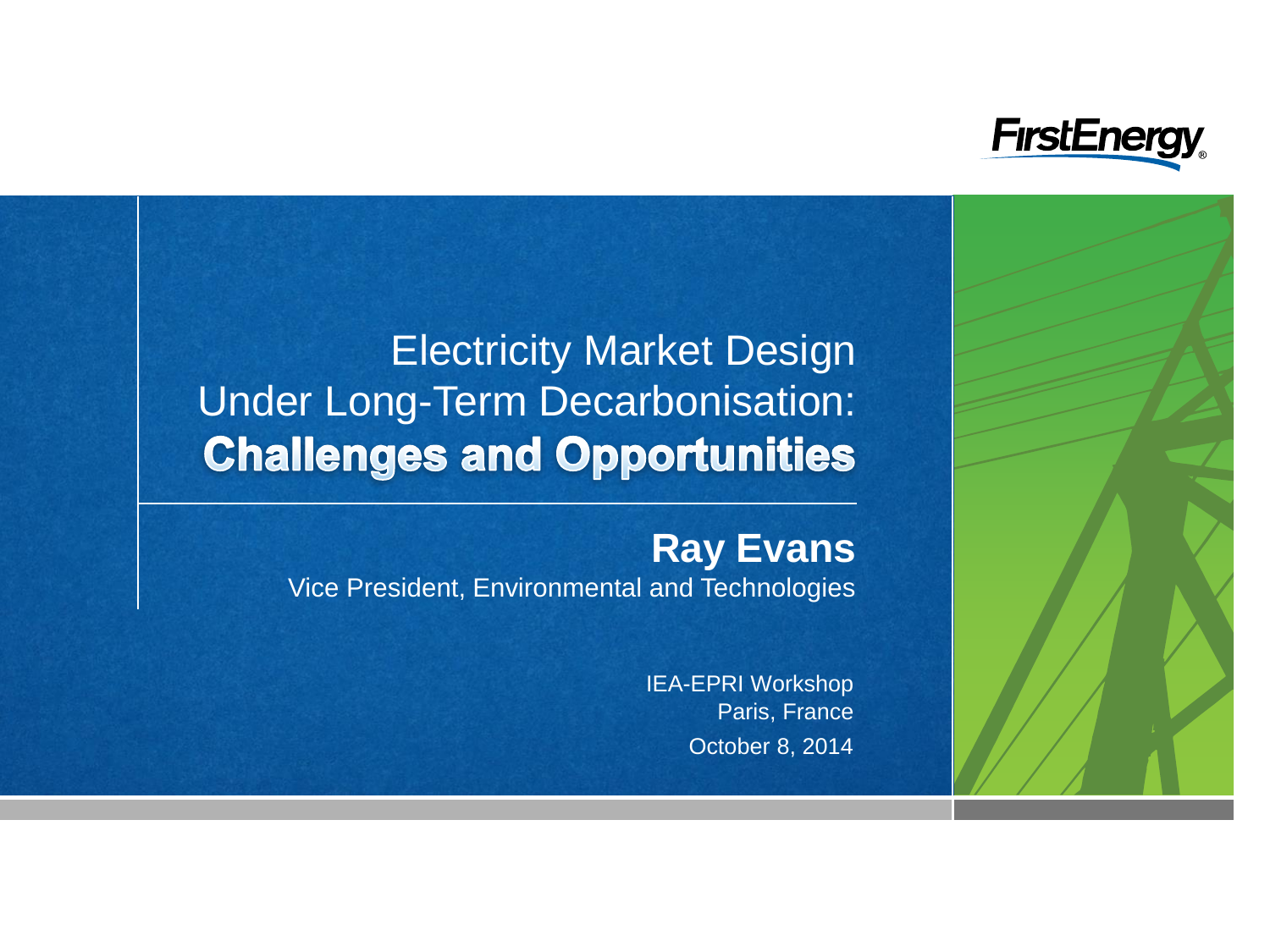FirstEnergy

# Electricity Market Design Under Long-Term Decarbonisation: **Challenges and Opportunities**

**Ray Evans**

Vice President, Environmental and Technologies

IEA-EPRI Workshop
Paris, France
October 8, 2014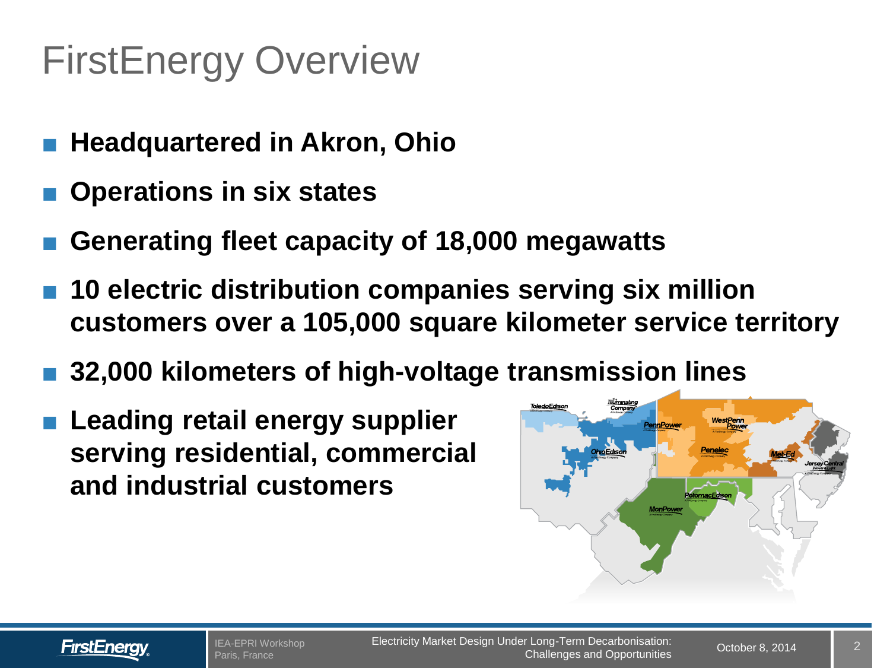# FirstEnergy Overview

- **Headquartered in Akron, Ohio**
- **Operations in six states**
- **Generating fleet capacity of 18,000 megawatts**
- **10 electric distribution companies serving six million customers over a 105,000 square kilometer service territory**
- **32,000 kilometers of high-voltage transmission lines**
- **Leading retail energy supplier serving residential, commercial and industrial customers**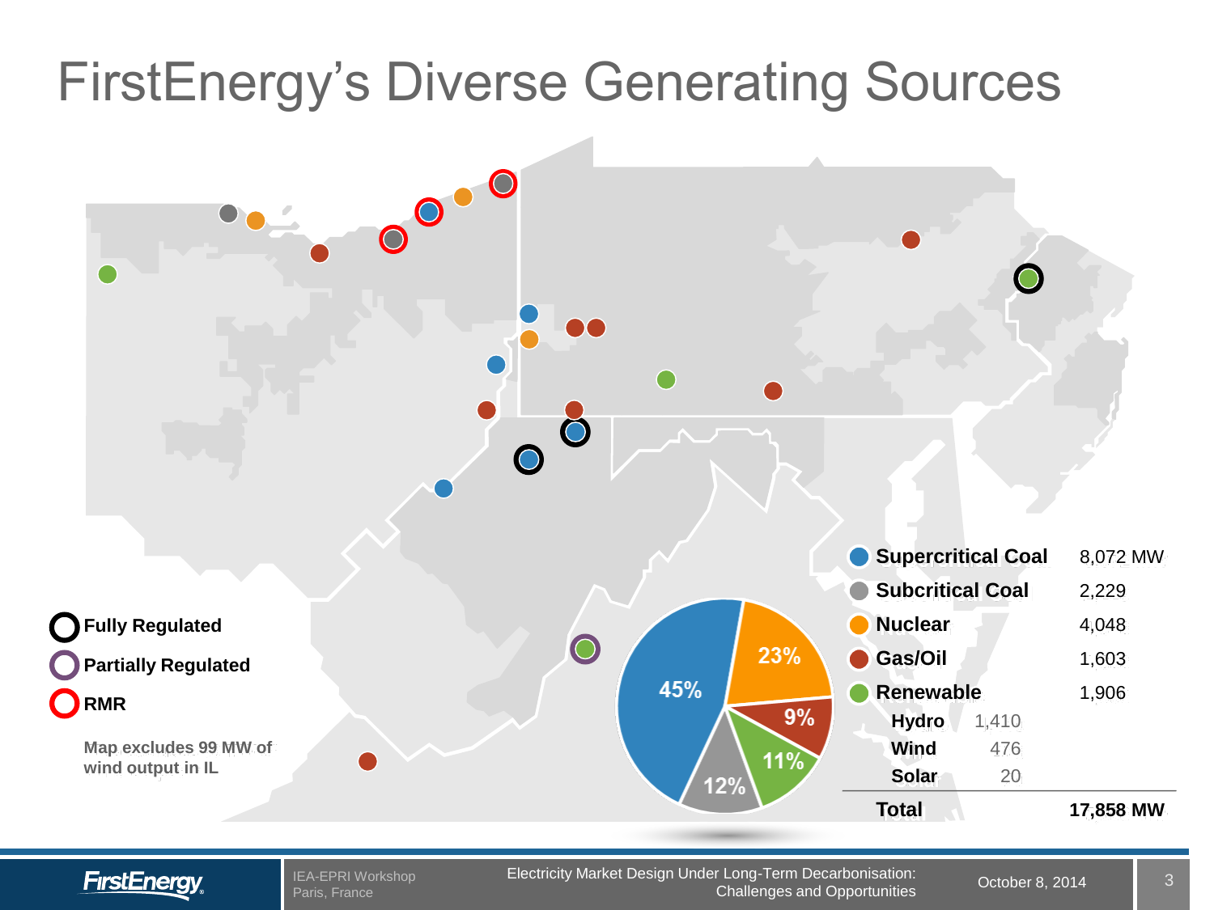# FirstEnergy's Diverse Generating Sources

| Source | | Capacity |
|---|---|---|
| **Supercritical Coal** | | 8,072 MW |
| **Subcritical Coal** | | 2,229 |
| **Nuclear** | | 4,048 |
| **Gas/Oil** | | 1,603 |
| **Renewable** | | 1,906 |
| **Hydro** | 1,410 | |
| **Wind** | 476 | |
| **Solar** | 20 | |
| **Total** | | **17,858 MW** |

Pie chart: Supercritical Coal 45%, Nuclear 23%, Gas/Oil 9%, Renewable 11%, Subcritical Coal 12%

Map legend:
- **Fully Regulated**
- **Partially Regulated**
- **RMR**

Map excludes 99 MW of wind output in IL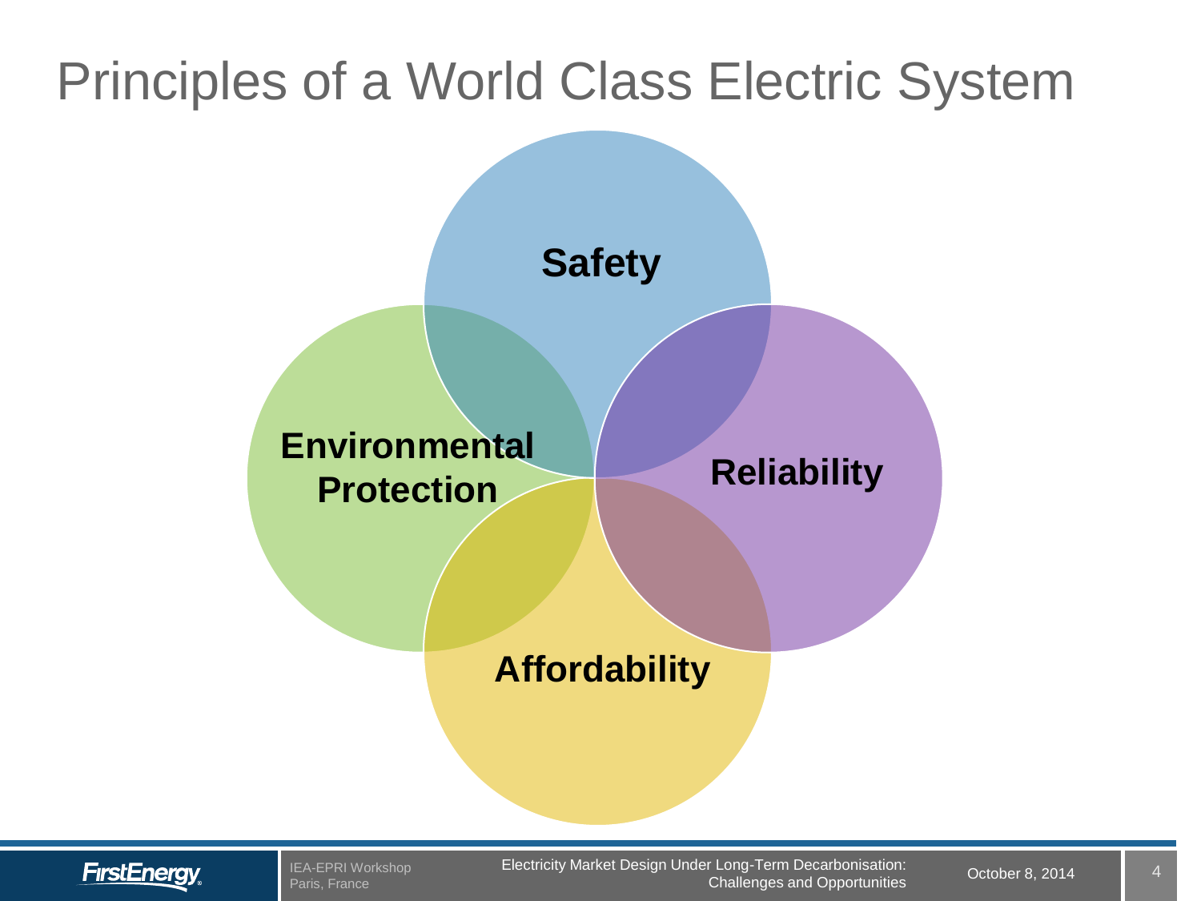# Principles of a World Class Electric System

Safety

Environmental Protection

Reliability

Affordability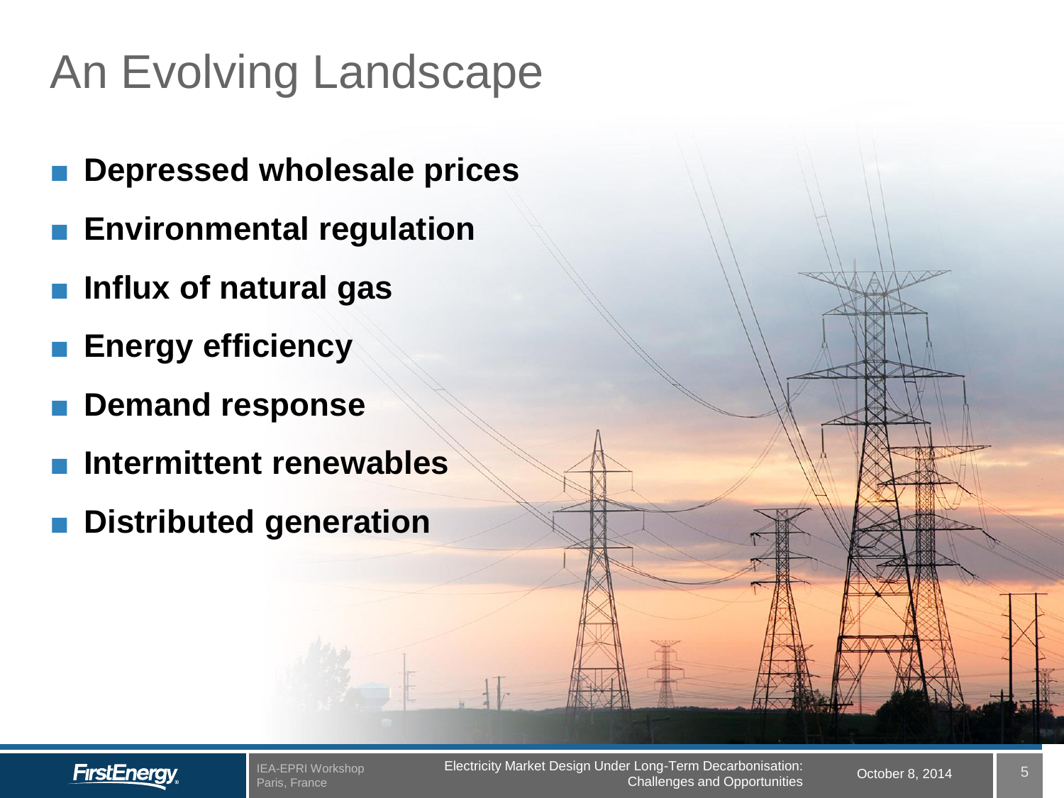# An Evolving Landscape

- **Depressed wholesale prices**
- **Environmental regulation**
- **Influx of natural gas**
- **Energy efficiency**
- **Demand response**
- **Intermittent renewables**
- **Distributed generation**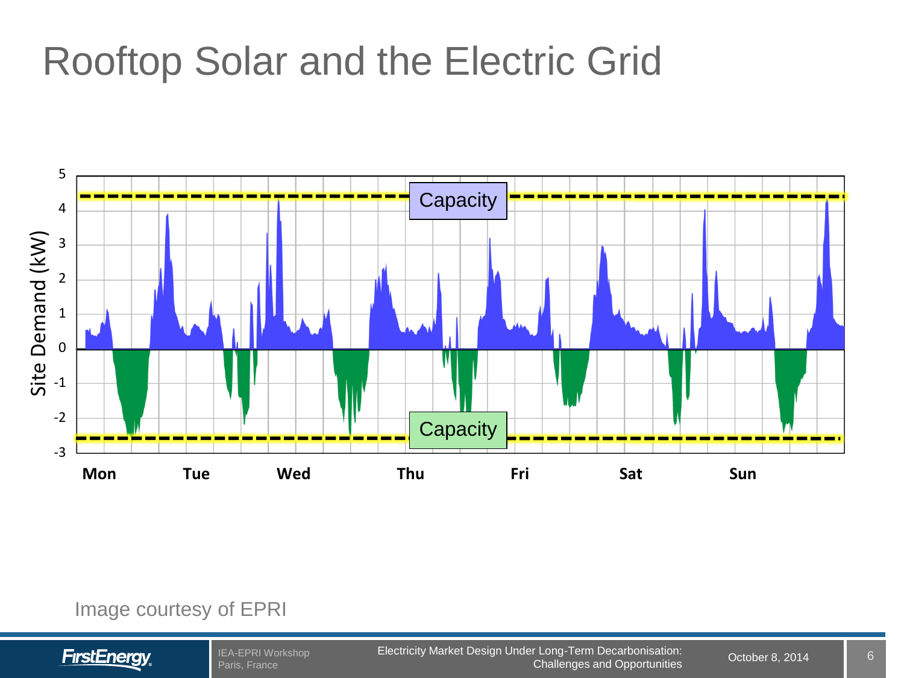# Rooftop Solar and the Electric Grid

Image courtesy of EPRI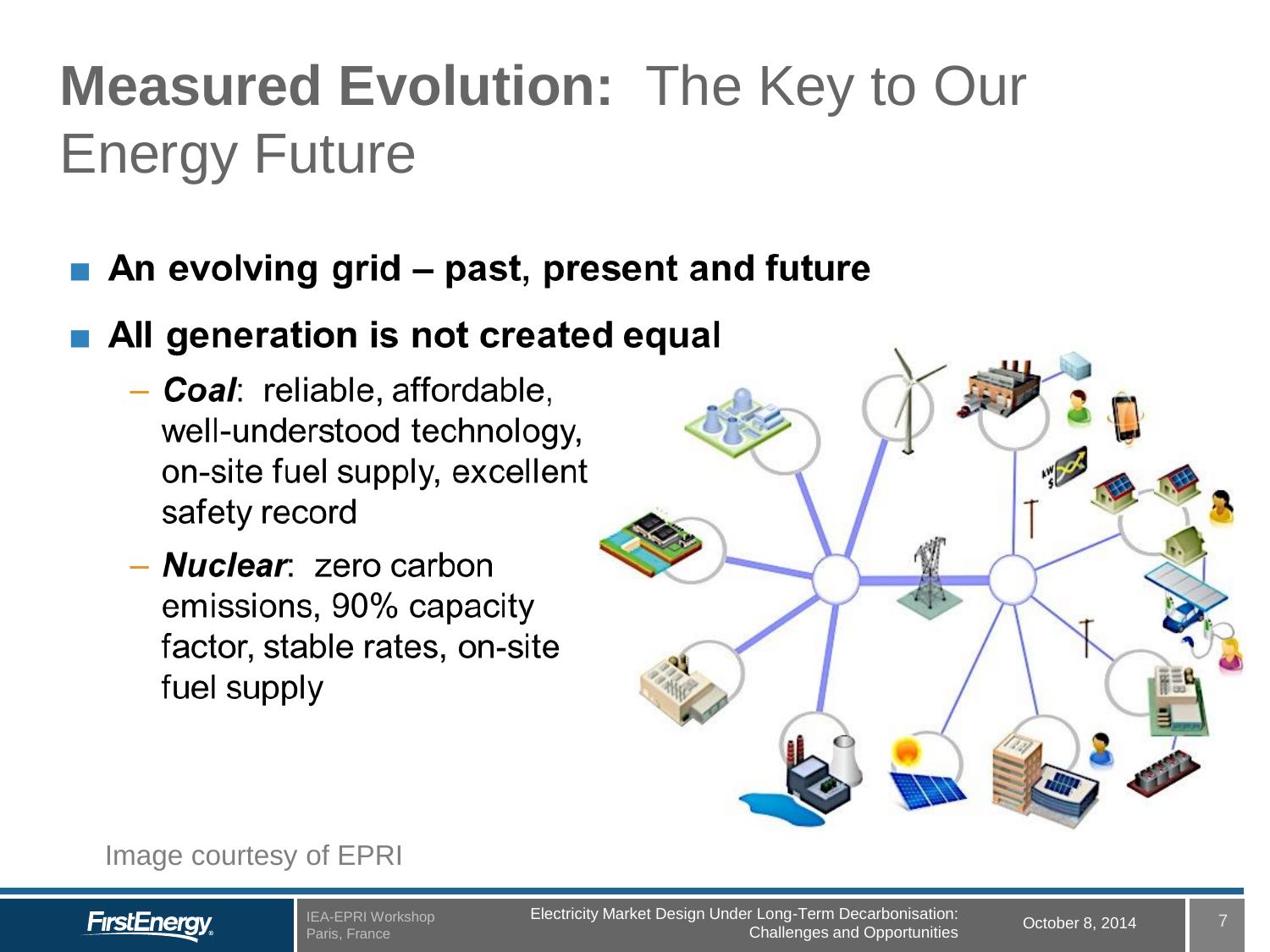# **Measured Evolution:** The Key to Our Energy Future

- **An evolving grid – past, present and future**
- **All generation is not created equal**
  - ***Coal***: reliable, affordable, well-understood technology, on-site fuel supply, excellent safety record
  - ***Nuclear***: zero carbon emissions, 90% capacity factor, stable rates, on-site fuel supply

Image courtesy of EPRI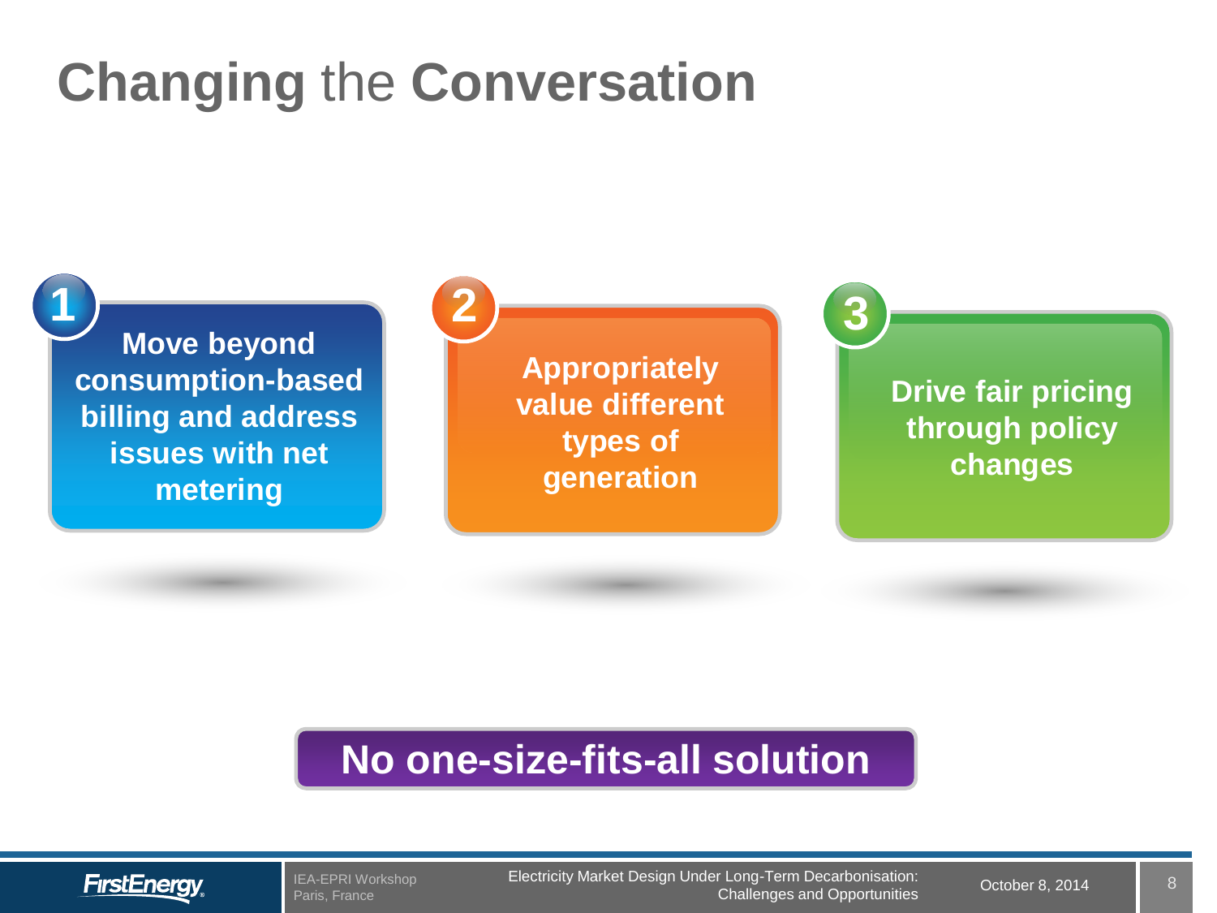# Changing the Conversation

1. Move beyond consumption-based billing and address issues with net metering
2. Appropriately value different types of generation
3. Drive fair pricing through policy changes

**No one-size-fits-all solution**